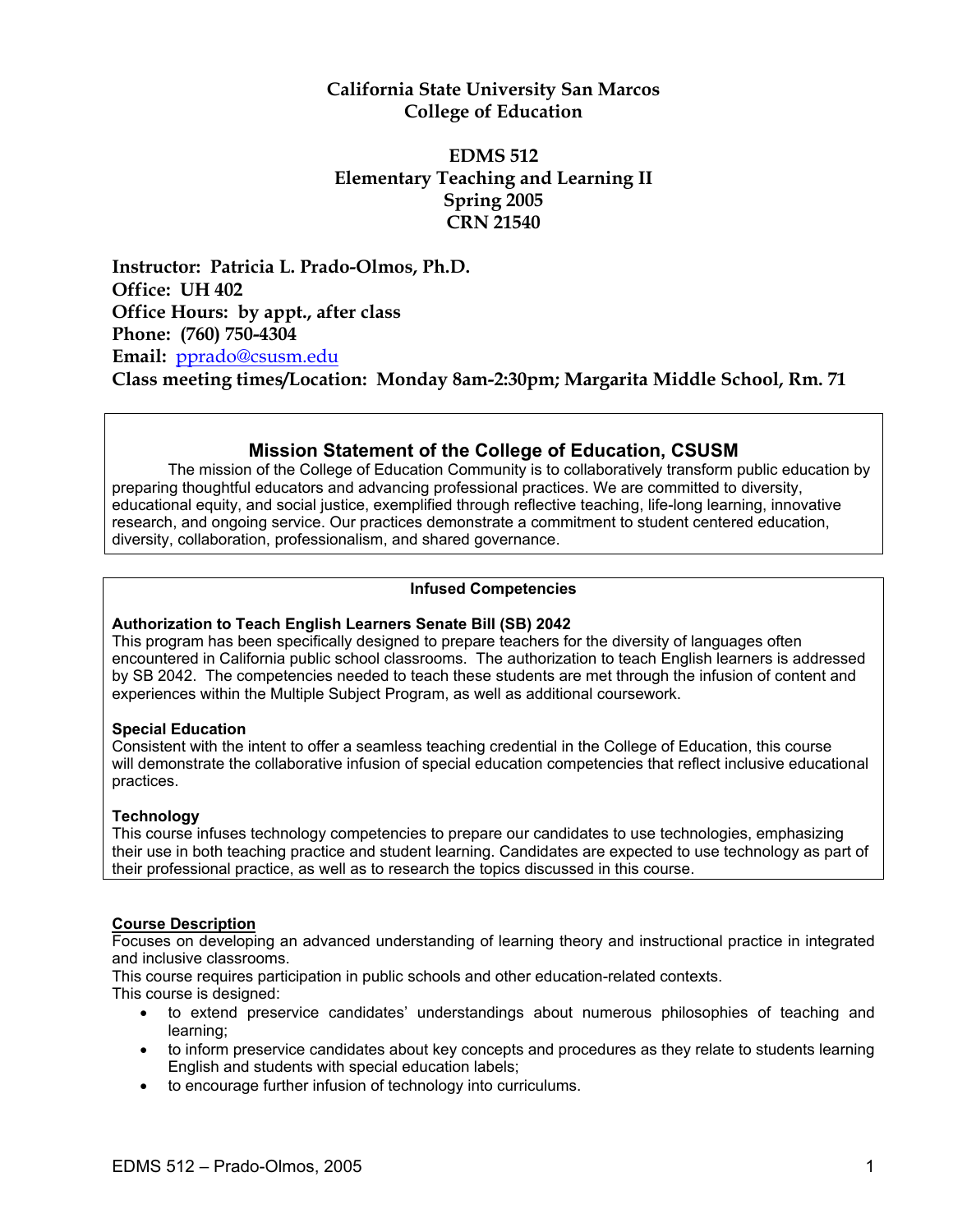# California State University San Marcos
# College of Education

## EDMS 512
## Elementary Teaching and Learning II
## Spring 2005
## CRN 21540

**Instructor: Patricia L. Prado-Olmos, Ph.D.**
**Office: UH 402**
**Office Hours: by appt., after class**
**Phone: (760) 750-4304**
**Email: pprado@csusm.edu**
**Class meeting times/Location: Monday 8am-2:30pm; Margarita Middle School, Rm. 71**

## Mission Statement of the College of Education, CSUSM

The mission of the College of Education Community is to collaboratively transform public education by preparing thoughtful educators and advancing professional practices. We are committed to diversity, educational equity, and social justice, exemplified through reflective teaching, life-long learning, innovative research, and ongoing service. Our practices demonstrate a commitment to student centered education, diversity, collaboration, professionalism, and shared governance.

**Infused Competencies**

**Authorization to Teach English Learners Senate Bill (SB) 2042**
This program has been specifically designed to prepare teachers for the diversity of languages often encountered in California public school classrooms. The authorization to teach English learners is addressed by SB 2042. The competencies needed to teach these students are met through the infusion of content and experiences within the Multiple Subject Program, as well as additional coursework.

**Special Education**
Consistent with the intent to offer a seamless teaching credential in the College of Education, this course will demonstrate the collaborative infusion of special education competencies that reflect inclusive educational practices.

**Technology**
This course infuses technology competencies to prepare our candidates to use technologies, emphasizing their use in both teaching practice and student learning. Candidates are expected to use technology as part of their professional practice, as well as to research the topics discussed in this course.

**Course Description**

Focuses on developing an advanced understanding of learning theory and instructional practice in integrated and inclusive classrooms.
This course requires participation in public schools and other education-related contexts.
This course is designed:

- to extend preservice candidates' understandings about numerous philosophies of teaching and learning;
- to inform preservice candidates about key concepts and procedures as they relate to students learning English and students with special education labels;
- to encourage further infusion of technology into curriculums.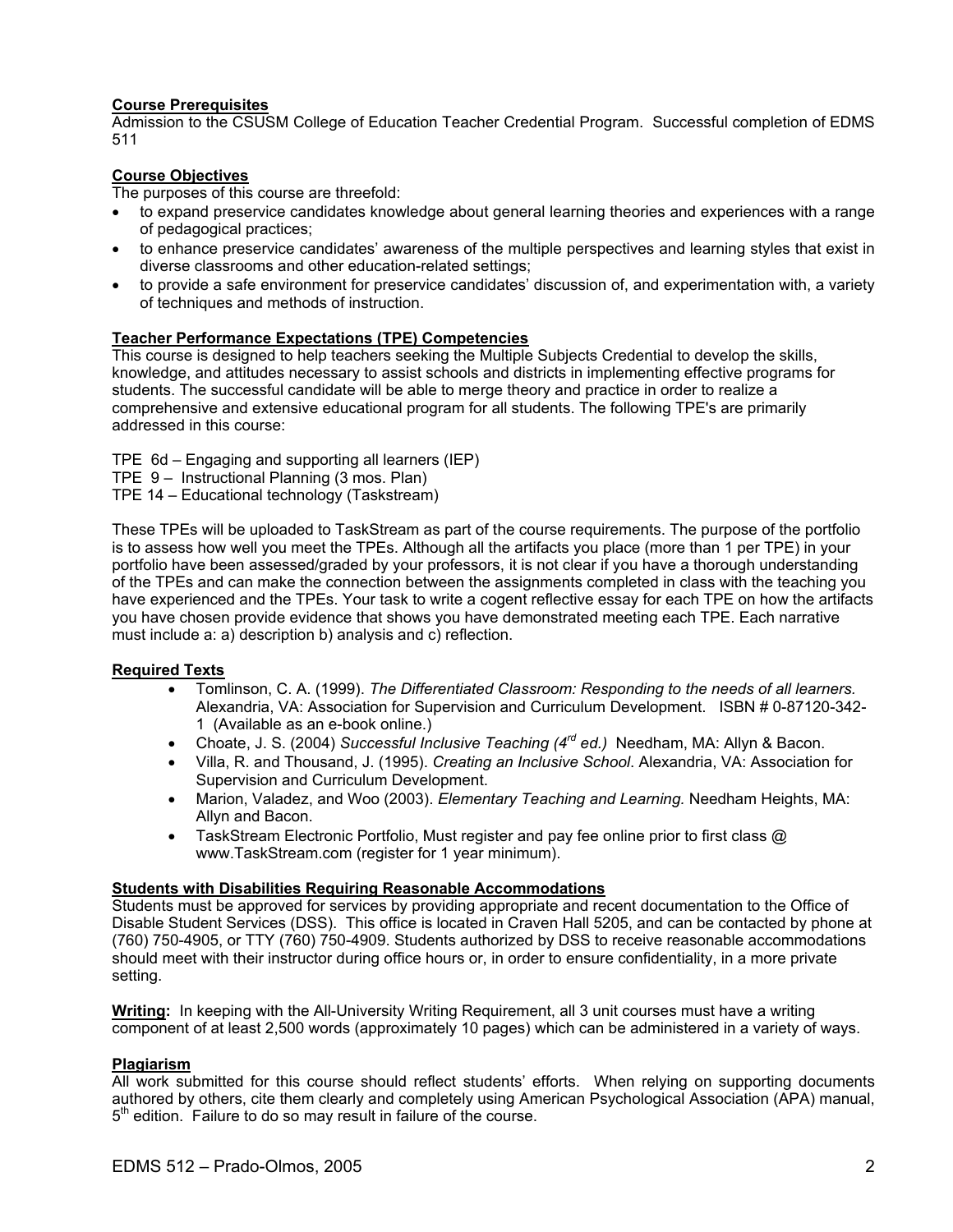**Course Prerequisites**
Admission to the CSUSM College of Education Teacher Credential Program. Successful completion of EDMS 511

**Course Objectives**
The purposes of this course are threefold:

- to expand preservice candidates knowledge about general learning theories and experiences with a range of pedagogical practices;
- to enhance preservice candidates' awareness of the multiple perspectives and learning styles that exist in diverse classrooms and other education-related settings;
- to provide a safe environment for preservice candidates' discussion of, and experimentation with, a variety of techniques and methods of instruction.

**Teacher Performance Expectations (TPE) Competencies**
This course is designed to help teachers seeking the Multiple Subjects Credential to develop the skills, knowledge, and attitudes necessary to assist schools and districts in implementing effective programs for students. The successful candidate will be able to merge theory and practice in order to realize a comprehensive and extensive educational program for all students. The following TPE's are primarily addressed in this course:

TPE 6d – Engaging and supporting all learners (IEP)
TPE 9 – Instructional Planning (3 mos. Plan)
TPE 14 – Educational technology (Taskstream)

These TPEs will be uploaded to TaskStream as part of the course requirements. The purpose of the portfolio is to assess how well you meet the TPEs. Although all the artifacts you place (more than 1 per TPE) in your portfolio have been assessed/graded by your professors, it is not clear if you have a thorough understanding of the TPEs and can make the connection between the assignments completed in class with the teaching you have experienced and the TPEs. Your task to write a cogent reflective essay for each TPE on how the artifacts you have chosen provide evidence that shows you have demonstrated meeting each TPE. Each narrative must include a: a) description b) analysis and c) reflection.

**Required Texts**

- Tomlinson, C. A. (1999). *The Differentiated Classroom: Responding to the needs of all learners.* Alexandria, VA: Association for Supervision and Curriculum Development. ISBN # 0-87120-342-1 (Available as an e-book online.)
- Choate, J. S. (2004) *Successful Inclusive Teaching (4th ed.)* Needham, MA: Allyn & Bacon.
- Villa, R. and Thousand, J. (1995). *Creating an Inclusive School*. Alexandria, VA: Association for Supervision and Curriculum Development.
- Marion, Valadez, and Woo (2003). *Elementary Teaching and Learning.* Needham Heights, MA: Allyn and Bacon.
- TaskStream Electronic Portfolio, Must register and pay fee online prior to first class @ www.TaskStream.com (register for 1 year minimum).

**Students with Disabilities Requiring Reasonable Accommodations**
Students must be approved for services by providing appropriate and recent documentation to the Office of Disable Student Services (DSS). This office is located in Craven Hall 5205, and can be contacted by phone at (760) 750-4905, or TTY (760) 750-4909. Students authorized by DSS to receive reasonable accommodations should meet with their instructor during office hours or, in order to ensure confidentiality, in a more private setting.

**Writing:** In keeping with the All-University Writing Requirement, all 3 unit courses must have a writing component of at least 2,500 words (approximately 10 pages) which can be administered in a variety of ways.

**Plagiarism**
All work submitted for this course should reflect students' efforts. When relying on supporting documents authored by others, cite them clearly and completely using American Psychological Association (APA) manual, 5th edition. Failure to do so may result in failure of the course.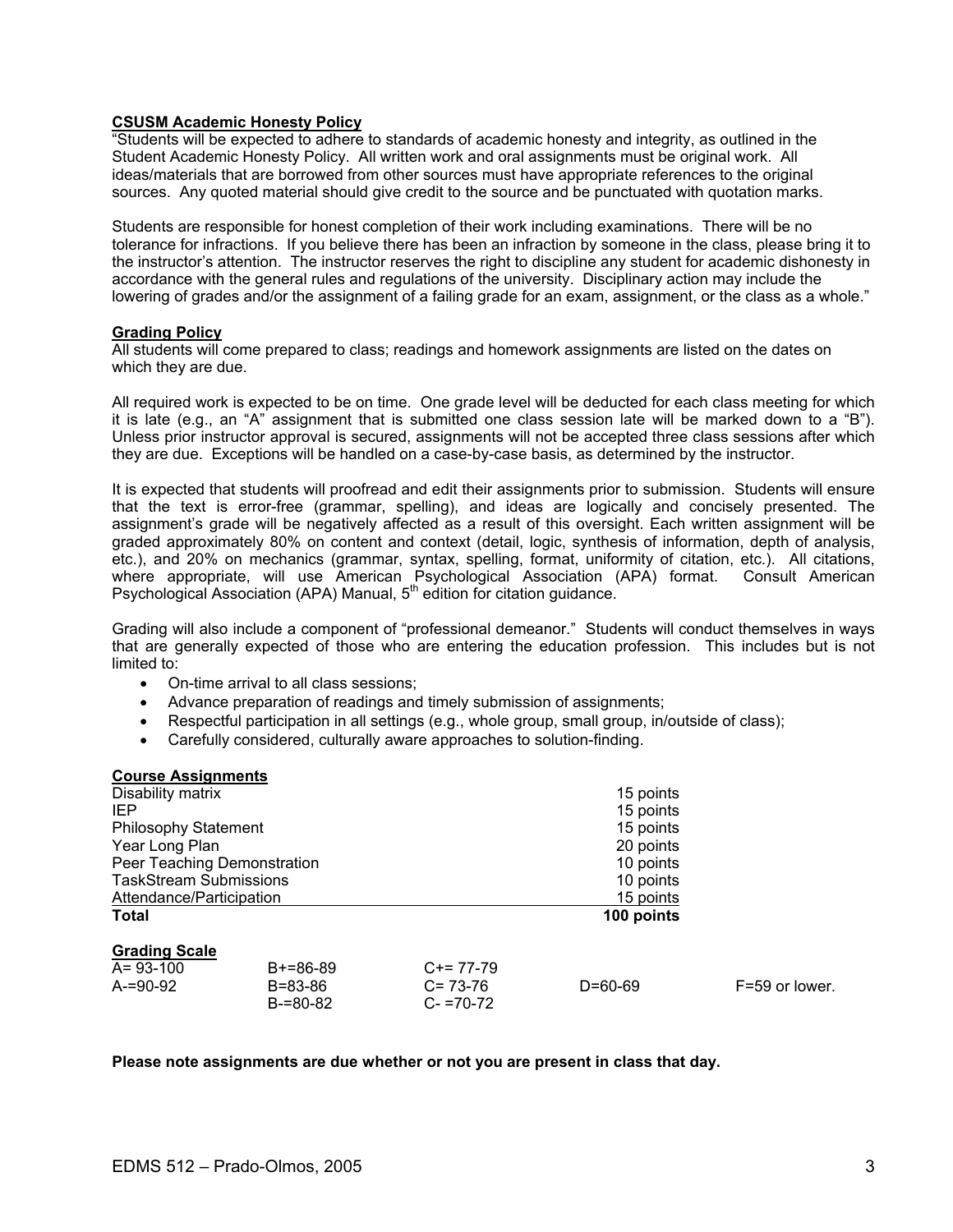**CSUSM Academic Honesty Policy**

"Students will be expected to adhere to standards of academic honesty and integrity, as outlined in the Student Academic Honesty Policy. All written work and oral assignments must be original work. All ideas/materials that are borrowed from other sources must have appropriate references to the original sources. Any quoted material should give credit to the source and be punctuated with quotation marks.

Students are responsible for honest completion of their work including examinations. There will be no tolerance for infractions. If you believe there has been an infraction by someone in the class, please bring it to the instructor's attention. The instructor reserves the right to discipline any student for academic dishonesty in accordance with the general rules and regulations of the university. Disciplinary action may include the lowering of grades and/or the assignment of a failing grade for an exam, assignment, or the class as a whole."

**Grading Policy**

All students will come prepared to class; readings and homework assignments are listed on the dates on which they are due.

All required work is expected to be on time. One grade level will be deducted for each class meeting for which it is late (e.g., an "A" assignment that is submitted one class session late will be marked down to a "B"). Unless prior instructor approval is secured, assignments will not be accepted three class sessions after which they are due. Exceptions will be handled on a case-by-case basis, as determined by the instructor.

It is expected that students will proofread and edit their assignments prior to submission. Students will ensure that the text is error-free (grammar, spelling), and ideas are logically and concisely presented. The assignment's grade will be negatively affected as a result of this oversight. Each written assignment will be graded approximately 80% on content and context (detail, logic, synthesis of information, depth of analysis, etc.), and 20% on mechanics (grammar, syntax, spelling, format, uniformity of citation, etc.). All citations, where appropriate, will use American Psychological Association (APA) format. Consult American Psychological Association (APA) Manual, 5th edition for citation guidance.

Grading will also include a component of "professional demeanor." Students will conduct themselves in ways that are generally expected of those who are entering the education profession. This includes but is not limited to:

- On-time arrival to all class sessions;
- Advance preparation of readings and timely submission of assignments;
- Respectful participation in all settings (e.g., whole group, small group, in/outside of class);
- Carefully considered, culturally aware approaches to solution-finding.

**Course Assignments**

| Assignment | Points |
|---|---|
| Disability matrix | 15 points |
| IEP | 15 points |
| Philosophy Statement | 15 points |
| Year Long Plan | 20 points |
| Peer Teaching Demonstration | 10 points |
| TaskStream Submissions | 10 points |
| Attendance/Participation | 15 points |
| **Total** | **100 points** |

**Grading Scale**

| | | | | |
|---|---|---|---|---|
| A= 93-100 | B+=86-89 | C+= 77-79 | | |
| A-=90-92 | B=83-86 | C= 73-76 | D=60-69 | F=59 or lower. |
| | B-=80-82 | C- =70-72 | | |

**Please note assignments are due whether or not you are present in class that day.**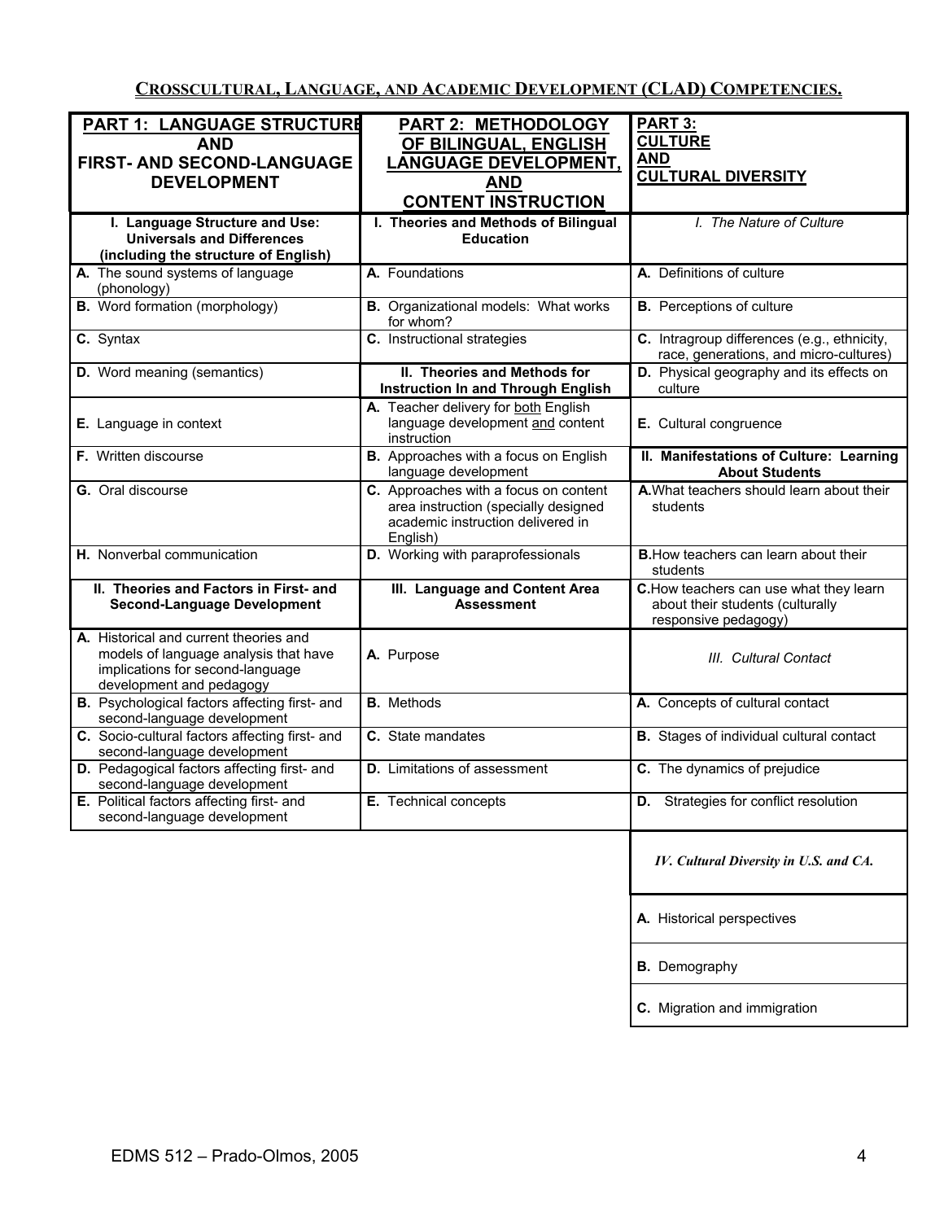# CROSSCULTURAL, LANGUAGE, AND ACADEMIC DEVELOPMENT (CLAD) COMPETENCIES.

| PART 1: LANGUAGE STRUCTURE AND FIRST- AND SECOND-LANGUAGE DEVELOPMENT | PART 2: METHODOLOGY OF BILINGUAL, ENGLISH LANGUAGE DEVELOPMENT, AND CONTENT INSTRUCTION | PART 3: CULTURE AND CULTURAL DIVERSITY |
|---|---|---|
| **I. Language Structure and Use: Universals and Differences (including the structure of English)** | **I. Theories and Methods of Bilingual Education** | *I. The Nature of Culture* |
| **A.** The sound systems of language (phonology) | **A.** Foundations | **A.** Definitions of culture |
| **B.** Word formation (morphology) | **B.** Organizational models: What works for whom? | **B.** Perceptions of culture |
| **C.** Syntax | **C.** Instructional strategies | **C.** Intragroup differences (e.g., ethnicity, race, generations, and micro-cultures) |
| **D.** Word meaning (semantics) | **II. Theories and Methods for Instruction In and Through English** | **D.** Physical geography and its effects on culture |
| **E.** Language in context | **A.** Teacher delivery for both English language development and content instruction | **E.** Cultural congruence |
| **F.** Written discourse | **B.** Approaches with a focus on English language development | **II. Manifestations of Culture: Learning About Students** |
| **G.** Oral discourse | **C.** Approaches with a focus on content area instruction (specially designed academic instruction delivered in English) | **A.** What teachers should learn about their students |
| **H.** Nonverbal communication | **D.** Working with paraprofessionals | **B.** How teachers can learn about their students |
| **II. Theories and Factors in First- and Second-Language Development** | **III. Language and Content Area Assessment** | **C.** How teachers can use what they learn about their students (culturally responsive pedagogy) |
| **A.** Historical and current theories and models of language analysis that have implications for second-language development and pedagogy | **A.** Purpose | *III. Cultural Contact* |
| **B.** Psychological factors affecting first- and second-language development | **B.** Methods | **A.** Concepts of cultural contact |
| **C.** Socio-cultural factors affecting first- and second-language development | **C.** State mandates | **B.** Stages of individual cultural contact |
| **D.** Pedagogical factors affecting first- and second-language development | **D.** Limitations of assessment | **C.** The dynamics of prejudice |
| **E.** Political factors affecting first- and second-language development | **E.** Technical concepts | **D.** Strategies for conflict resolution |
| | | ***IV. Cultural Diversity in U.S. and CA.*** |
| | | **A.** Historical perspectives |
| | | **B.** Demography |
| | | **C.** Migration and immigration |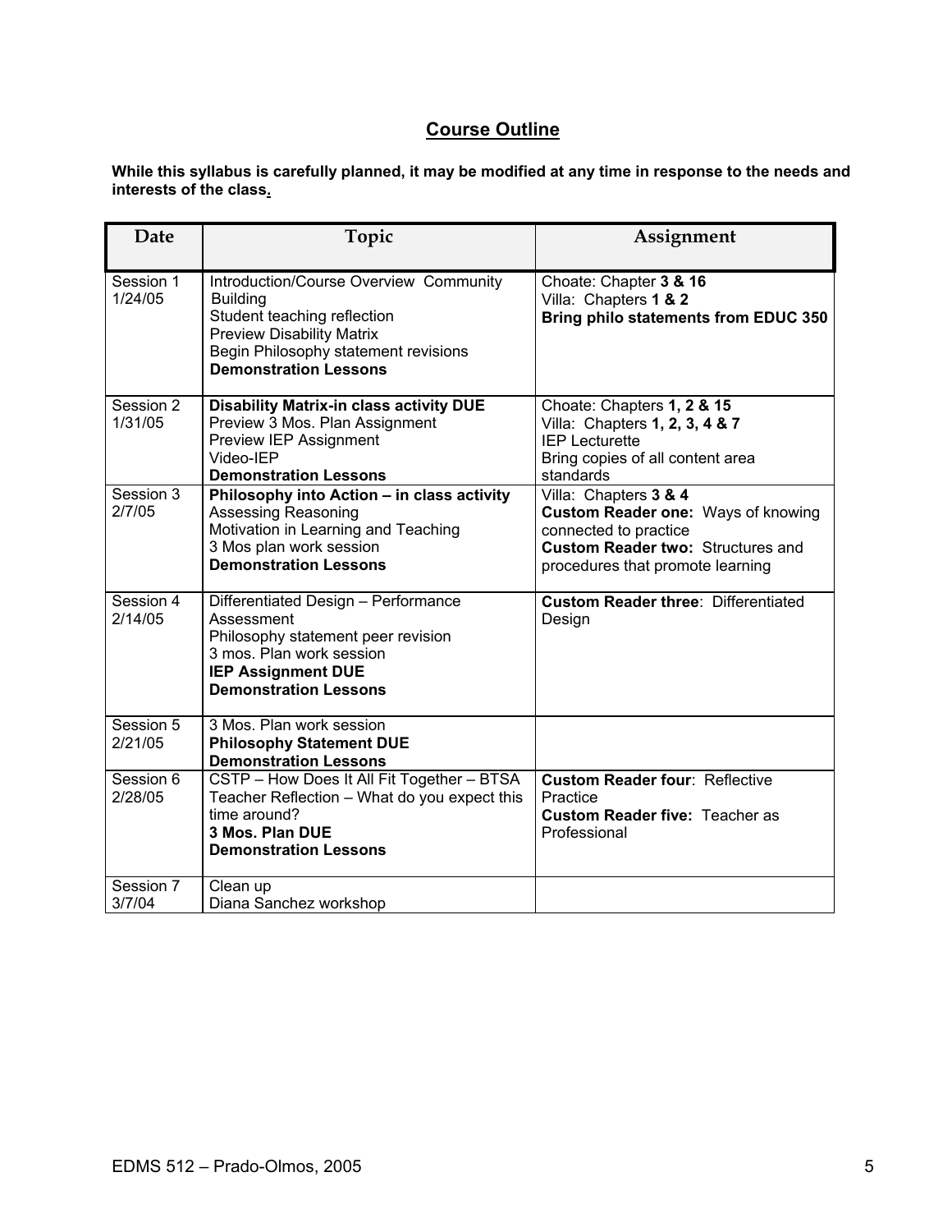## Course Outline

**While this syllabus is carefully planned, it may be modified at any time in response to the needs and interests of the class.**

| Date | Topic | Assignment |
|---|---|---|
| Session 1 1/24/05 | Introduction/Course Overview Community Building<br>Student teaching reflection<br>Preview Disability Matrix<br>Begin Philosophy statement revisions<br>**Demonstration Lessons** | Choate: Chapter **3 & 16**<br>Villa: Chapters **1 & 2**<br>**Bring philo statements from EDUC 350** |
| Session 2 1/31/05 | **Disability Matrix-in class activity DUE**<br>Preview 3 Mos. Plan Assignment<br>Preview IEP Assignment<br>Video-IEP<br>**Demonstration Lessons** | Choate: Chapters **1, 2 & 15**<br>Villa: Chapters **1, 2, 3, 4 & 7**<br>IEP Lecturette<br>Bring copies of all content area standards |
| Session 3 2/7/05 | **Philosophy into Action – in class activity**<br>Assessing Reasoning<br>Motivation in Learning and Teaching<br>3 Mos plan work session<br>**Demonstration Lessons** | Villa: Chapters **3 & 4**<br>**Custom Reader one:** Ways of knowing connected to practice<br>**Custom Reader two:** Structures and procedures that promote learning |
| Session 4 2/14/05 | Differentiated Design – Performance Assessment<br>Philosophy statement peer revision<br>3 mos. Plan work session<br>**IEP Assignment DUE**<br>**Demonstration Lessons** | **Custom Reader three**: Differentiated Design |
| Session 5 2/21/05 | 3 Mos. Plan work session<br>**Philosophy Statement DUE**<br>**Demonstration Lessons** | |
| Session 6 2/28/05 | CSTP – How Does It All Fit Together – BTSA<br>Teacher Reflection – What do you expect this time around?<br>**3 Mos. Plan DUE**<br>**Demonstration Lessons** | **Custom Reader four**: Reflective Practice<br>**Custom Reader five:** Teacher as Professional |
| Session 7 3/7/04 | Clean up<br>Diana Sanchez workshop | |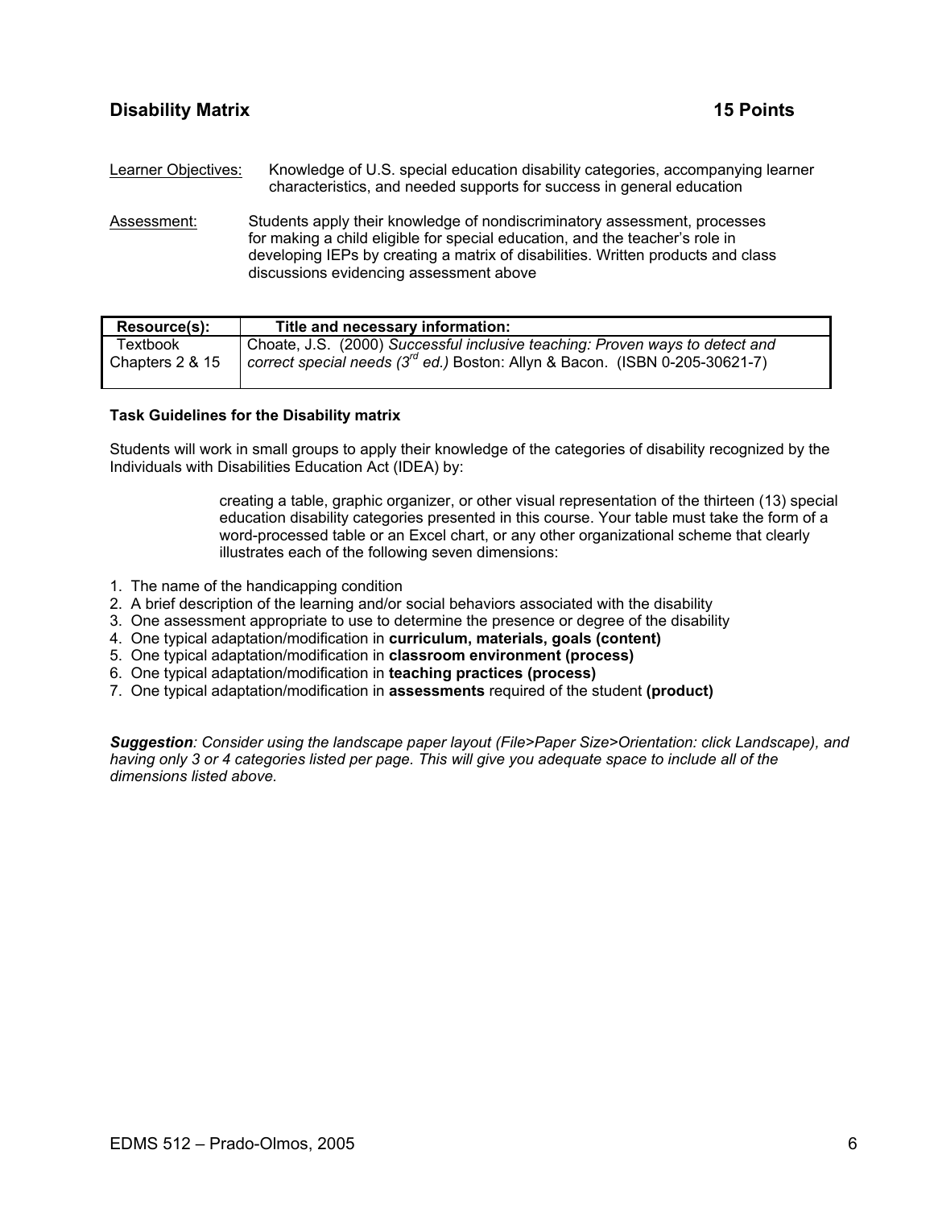## Disability Matrix — 15 Points

Learner Objectives: Knowledge of U.S. special education disability categories, accompanying learner characteristics, and needed supports for success in general education

Assessment: Students apply their knowledge of nondiscriminatory assessment, processes for making a child eligible for special education, and the teacher's role in developing IEPs by creating a matrix of disabilities. Written products and class discussions evidencing assessment above

| Resource(s): | Title and necessary information: |
|---|---|
| Textbook Chapters 2 & 15 | Choate, J.S. (2000) *Successful inclusive teaching: Proven ways to detect and correct special needs (3rd ed.)* Boston: Allyn & Bacon. (ISBN 0-205-30621-7) |

**Task Guidelines for the Disability matrix**

Students will work in small groups to apply their knowledge of the categories of disability recognized by the Individuals with Disabilities Education Act (IDEA) by:

> creating a table, graphic organizer, or other visual representation of the thirteen (13) special education disability categories presented in this course. Your table must take the form of a word-processed table or an Excel chart, or any other organizational scheme that clearly illustrates each of the following seven dimensions:

1. The name of the handicapping condition
2. A brief description of the learning and/or social behaviors associated with the disability
3. One assessment appropriate to use to determine the presence or degree of the disability
4. One typical adaptation/modification in **curriculum, materials, goals (content)**
5. One typical adaptation/modification in **classroom environment (process)**
6. One typical adaptation/modification in **teaching practices (process)**
7. One typical adaptation/modification in **assessments** required of the student **(product)**

***Suggestion****: Consider using the landscape paper layout (File>Paper Size>Orientation: click Landscape), and having only 3 or 4 categories listed per page. This will give you adequate space to include all of the dimensions listed above.*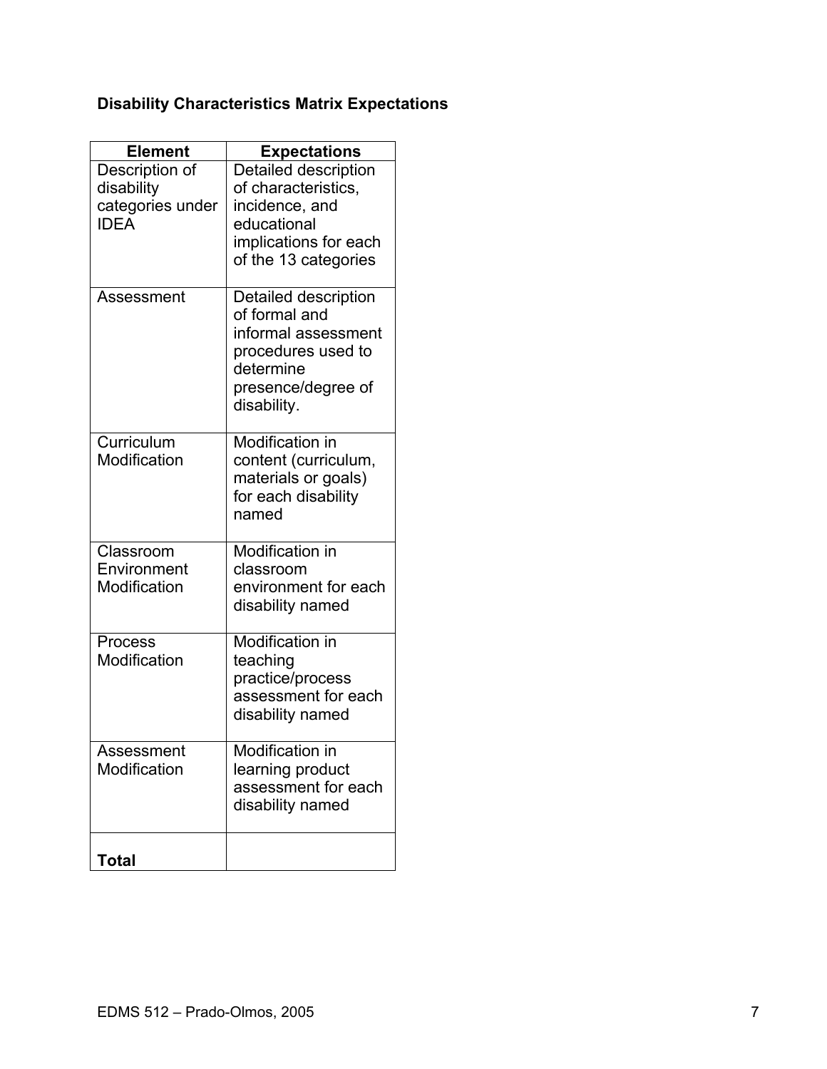**Disability Characteristics Matrix Expectations**

| Element | Expectations |
|---|---|
| Description of disability categories under IDEA | Detailed description of characteristics, incidence, and educational implications for each of the 13 categories |
| Assessment | Detailed description of formal and informal assessment procedures used to determine presence/degree of disability. |
| Curriculum Modification | Modification in content (curriculum, materials or goals) for each disability named |
| Classroom Environment Modification | Modification in classroom environment for each disability named |
| Process Modification | Modification in teaching practice/process assessment for each disability named |
| Assessment Modification | Modification in learning product assessment for each disability named |
| **Total** | |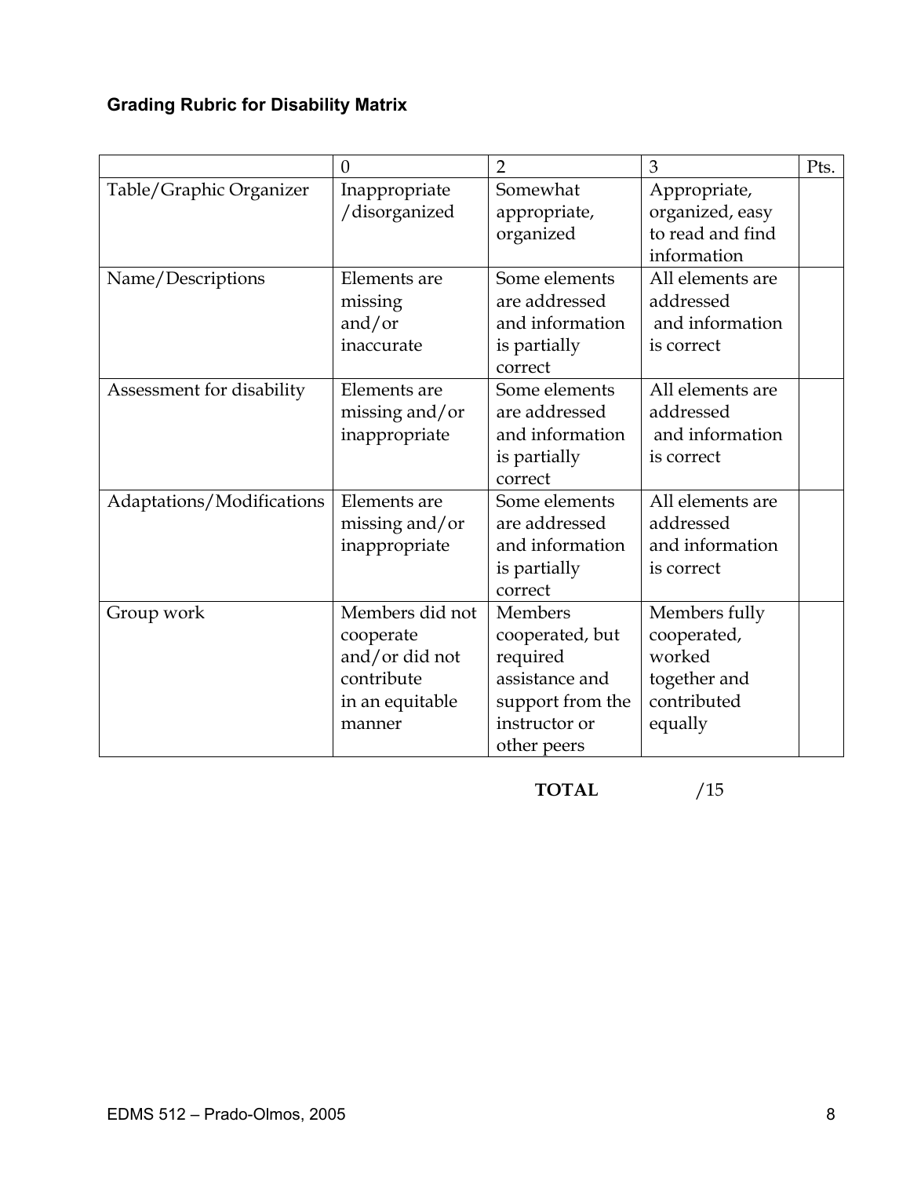### Grading Rubric for Disability Matrix

| | 0 | 2 | 3 | Pts. |
|---|---|---|---|---|
| Table/Graphic Organizer | Inappropriate /disorganized | Somewhat appropriate, organized | Appropriate, organized, easy to read and find information | |
| Name/Descriptions | Elements are missing and/or inaccurate | Some elements are addressed and information is partially correct | All elements are addressed and information is correct | |
| Assessment for disability | Elements are missing and/or inappropriate | Some elements are addressed and information is partially correct | All elements are addressed and information is correct | |
| Adaptations/Modifications | Elements are missing and/or inappropriate | Some elements are addressed and information is partially correct | All elements are addressed and information is correct | |
| Group work | Members did not cooperate and/or did not contribute in an equitable manner | Members cooperated, but required assistance and support from the instructor or other peers | Members fully cooperated, worked together and contributed equally | |

**TOTAL** /15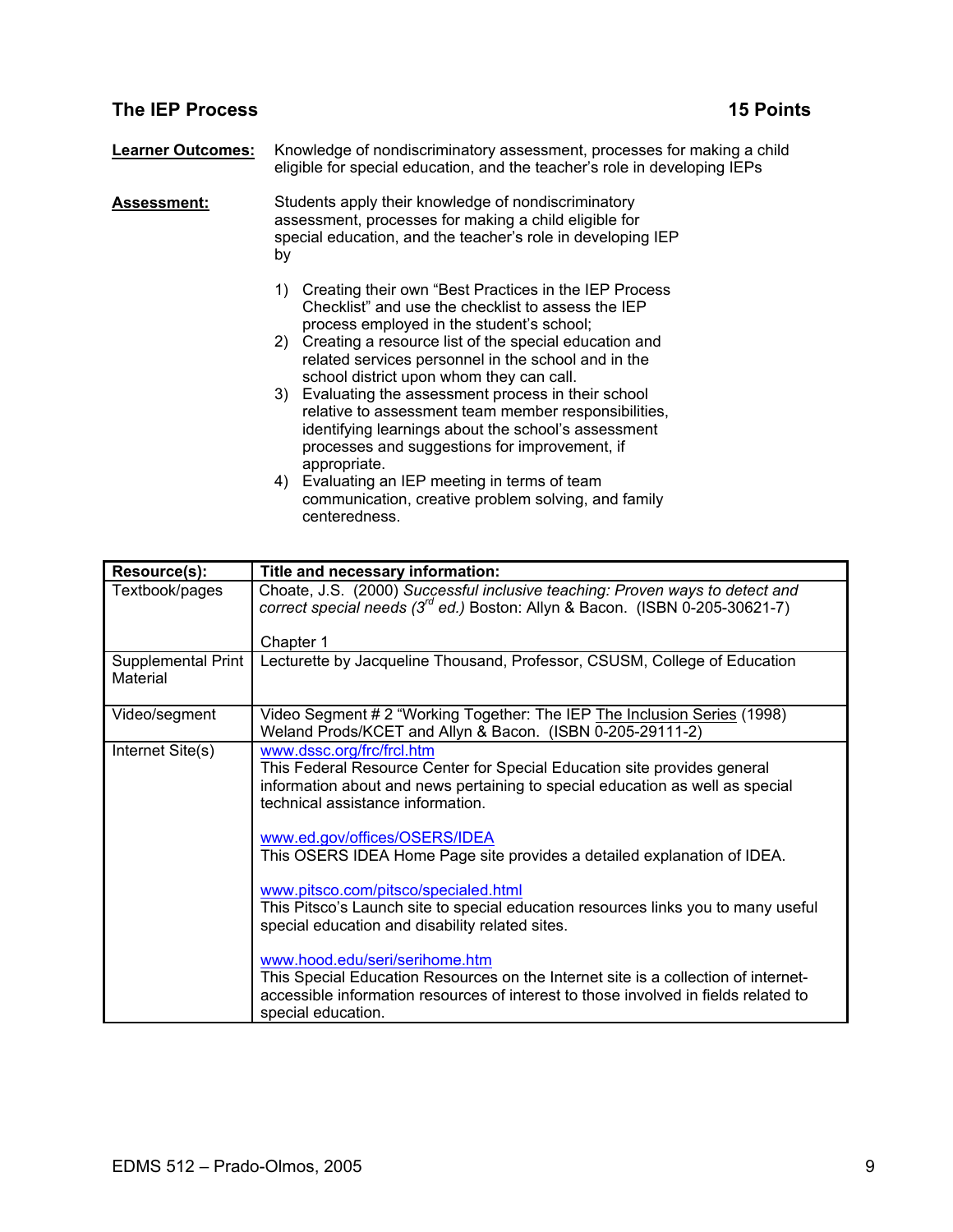## The IEP Process — 15 Points

**Learner Outcomes:** Knowledge of nondiscriminatory assessment, processes for making a child eligible for special education, and the teacher's role in developing IEPs

**Assessment:** Students apply their knowledge of nondiscriminatory assessment, processes for making a child eligible for special education, and the teacher's role in developing IEP by

1) Creating their own "Best Practices in the IEP Process Checklist" and use the checklist to assess the IEP process employed in the student's school;
2) Creating a resource list of the special education and related services personnel in the school and in the school district upon whom they can call.
3) Evaluating the assessment process in their school relative to assessment team member responsibilities, identifying learnings about the school's assessment processes and suggestions for improvement, if appropriate.
4) Evaluating an IEP meeting in terms of team communication, creative problem solving, and family centeredness.

| Resource(s): | Title and necessary information: |
|---|---|
| Textbook/pages | Choate, J.S. (2000) *Successful inclusive teaching: Proven ways to detect and correct special needs (3rd ed.)* Boston: Allyn & Bacon. (ISBN 0-205-30621-7)<br><br>Chapter 1 |
| Supplemental Print Material | Lecturette by Jacqueline Thousand, Professor, CSUSM, College of Education |
| Video/segment | Video Segment # 2 "Working Together: The IEP The Inclusion Series (1998) Weland Prods/KCET and Allyn & Bacon. (ISBN 0-205-29111-2) |
| Internet Site(s) | www.dssc.org/frc/frcl.htm<br>This Federal Resource Center for Special Education site provides general information about and news pertaining to special education as well as special technical assistance information.<br><br>www.ed.gov/offices/OSERS/IDEA<br>This OSERS IDEA Home Page site provides a detailed explanation of IDEA.<br><br>www.pitsco.com/pitsco/specialed.html<br>This Pitsco's Launch site to special education resources links you to many useful special education and disability related sites.<br><br>www.hood.edu/seri/serihome.htm<br>This Special Education Resources on the Internet site is a collection of internet-accessible information resources of interest to those involved in fields related to special education. |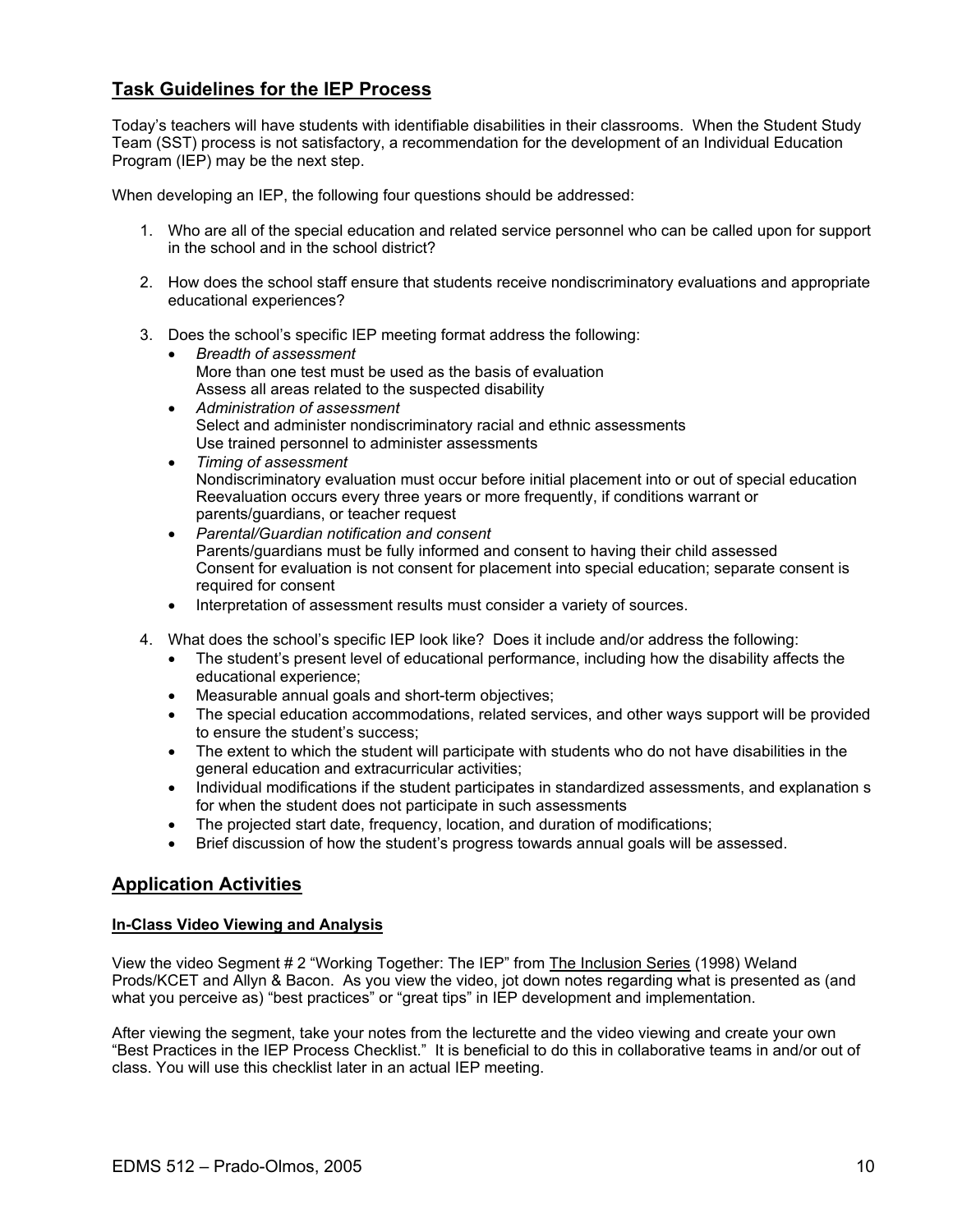## Task Guidelines for the IEP Process

Today's teachers will have students with identifiable disabilities in their classrooms. When the Student Study Team (SST) process is not satisfactory, a recommendation for the development of an Individual Education Program (IEP) may be the next step.

When developing an IEP, the following four questions should be addressed:

1. Who are all of the special education and related service personnel who can be called upon for support in the school and in the school district?

2. How does the school staff ensure that students receive nondiscriminatory evaluations and appropriate educational experiences?

3. Does the school's specific IEP meeting format address the following:
   - *Breadth of assessment*
     More than one test must be used as the basis of evaluation
     Assess all areas related to the suspected disability
   - *Administration of assessment*
     Select and administer nondiscriminatory racial and ethnic assessments
     Use trained personnel to administer assessments
   - *Timing of assessment*
     Nondiscriminatory evaluation must occur before initial placement into or out of special education
     Reevaluation occurs every three years or more frequently, if conditions warrant or parents/guardians, or teacher request
   - *Parental/Guardian notification and consent*
     Parents/guardians must be fully informed and consent to having their child assessed
     Consent for evaluation is not consent for placement into special education; separate consent is required for consent
   - Interpretation of assessment results must consider a variety of sources.

4. What does the school's specific IEP look like? Does it include and/or address the following:
   - The student's present level of educational performance, including how the disability affects the educational experience;
   - Measurable annual goals and short-term objectives;
   - The special education accommodations, related services, and other ways support will be provided to ensure the student's success;
   - The extent to which the student will participate with students who do not have disabilities in the general education and extracurricular activities;
   - Individual modifications if the student participates in standardized assessments, and explanation s for when the student does not participate in such assessments
   - The projected start date, frequency, location, and duration of modifications;
   - Brief discussion of how the student's progress towards annual goals will be assessed.

## Application Activities

### In-Class Video Viewing and Analysis

View the video Segment # 2 "Working Together: The IEP" from The Inclusion Series (1998) Weland Prods/KCET and Allyn & Bacon. As you view the video, jot down notes regarding what is presented as (and what you perceive as) "best practices" or "great tips" in IEP development and implementation.

After viewing the segment, take your notes from the lecturette and the video viewing and create your own "Best Practices in the IEP Process Checklist." It is beneficial to do this in collaborative teams in and/or out of class. You will use this checklist later in an actual IEP meeting.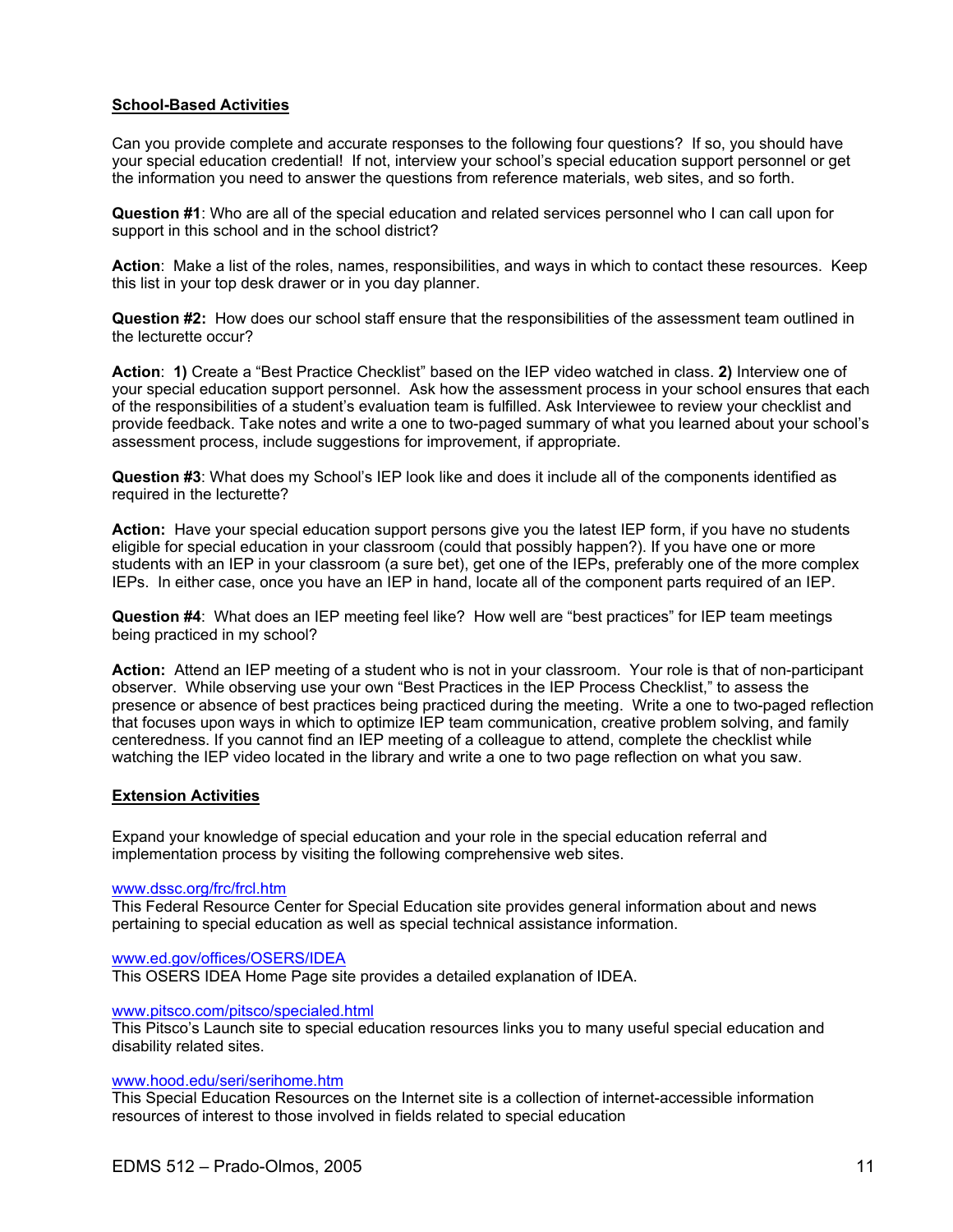**School-Based Activities**

Can you provide complete and accurate responses to the following four questions? If so, you should have your special education credential! If not, interview your school's special education support personnel or get the information you need to answer the questions from reference materials, web sites, and so forth.

**Question #1**: Who are all of the special education and related services personnel who I can call upon for support in this school and in the school district?

**Action**: Make a list of the roles, names, responsibilities, and ways in which to contact these resources. Keep this list in your top desk drawer or in you day planner.

**Question #2:** How does our school staff ensure that the responsibilities of the assessment team outlined in the lecturette occur?

**Action**: **1)** Create a "Best Practice Checklist" based on the IEP video watched in class. **2)** Interview one of your special education support personnel. Ask how the assessment process in your school ensures that each of the responsibilities of a student's evaluation team is fulfilled. Ask Interviewee to review your checklist and provide feedback. Take notes and write a one to two-paged summary of what you learned about your school's assessment process, include suggestions for improvement, if appropriate.

**Question #3**: What does my School's IEP look like and does it include all of the components identified as required in the lecturette?

**Action:** Have your special education support persons give you the latest IEP form, if you have no students eligible for special education in your classroom (could that possibly happen?). If you have one or more students with an IEP in your classroom (a sure bet), get one of the IEPs, preferably one of the more complex IEPs. In either case, once you have an IEP in hand, locate all of the component parts required of an IEP.

**Question #4**: What does an IEP meeting feel like? How well are "best practices" for IEP team meetings being practiced in my school?

**Action:** Attend an IEP meeting of a student who is not in your classroom. Your role is that of non-participant observer. While observing use your own "Best Practices in the IEP Process Checklist," to assess the presence or absence of best practices being practiced during the meeting. Write a one to two-paged reflection that focuses upon ways in which to optimize IEP team communication, creative problem solving, and family centeredness. If you cannot find an IEP meeting of a colleague to attend, complete the checklist while watching the IEP video located in the library and write a one to two page reflection on what you saw.

**Extension Activities**

Expand your knowledge of special education and your role in the special education referral and implementation process by visiting the following comprehensive web sites.

www.dssc.org/frc/frcl.htm
This Federal Resource Center for Special Education site provides general information about and news pertaining to special education as well as special technical assistance information.

www.ed.gov/offices/OSERS/IDEA
This OSERS IDEA Home Page site provides a detailed explanation of IDEA.

www.pitsco.com/pitsco/specialed.html
This Pitsco's Launch site to special education resources links you to many useful special education and disability related sites.

www.hood.edu/seri/serihome.htm
This Special Education Resources on the Internet site is a collection of internet-accessible information resources of interest to those involved in fields related to special education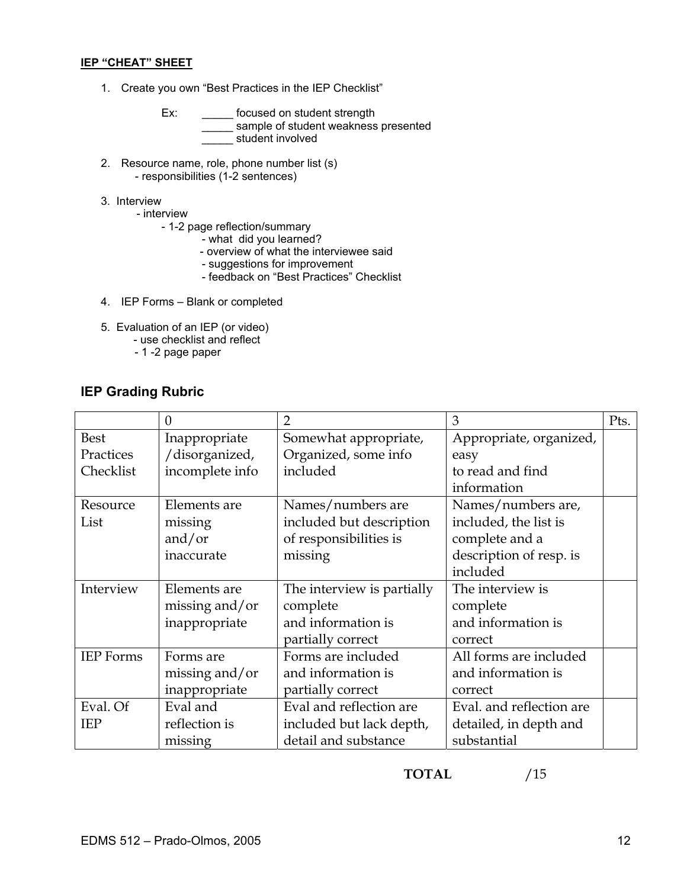**IEP "CHEAT" SHEET**

1. Create you own "Best Practices in the IEP Checklist"

   Ex: _____ focused on student strength
   _____ sample of student weakness presented
   _____ student involved

2. Resource name, role, phone number list (s)
   - responsibilities (1-2 sentences)

3. Interview
   - interview
     - 1-2 page reflection/summary
       - what did you learned?
       - overview of what the interviewee said
       - suggestions for improvement
       - feedback on "Best Practices" Checklist

4. IEP Forms – Blank or completed

5. Evaluation of an IEP (or video)
   - use checklist and reflect
   - 1 -2 page paper

## IEP Grading Rubric

| | 0 | 2 | 3 | Pts. |
|---|---|---|---|---|
| Best Practices Checklist | Inappropriate /disorganized, incomplete info | Somewhat appropriate, Organized, some info included | Appropriate, organized, easy to read and find information | |
| Resource List | Elements are missing and/or inaccurate | Names/numbers are included but description of responsibilities is missing | Names/numbers are, included, the list is complete and a description of resp. is included | |
| Interview | Elements are missing and/or inappropriate | The interview is partially complete and information is partially correct | The interview is complete and information is correct | |
| IEP Forms | Forms are missing and/or inappropriate | Forms are included and information is partially correct | All forms are included and information is correct | |
| Eval. Of IEP | Eval and reflection is missing | Eval and reflection are included but lack depth, detail and substance | Eval. and reflection are detailed, in depth and substantial | |

**TOTAL** /15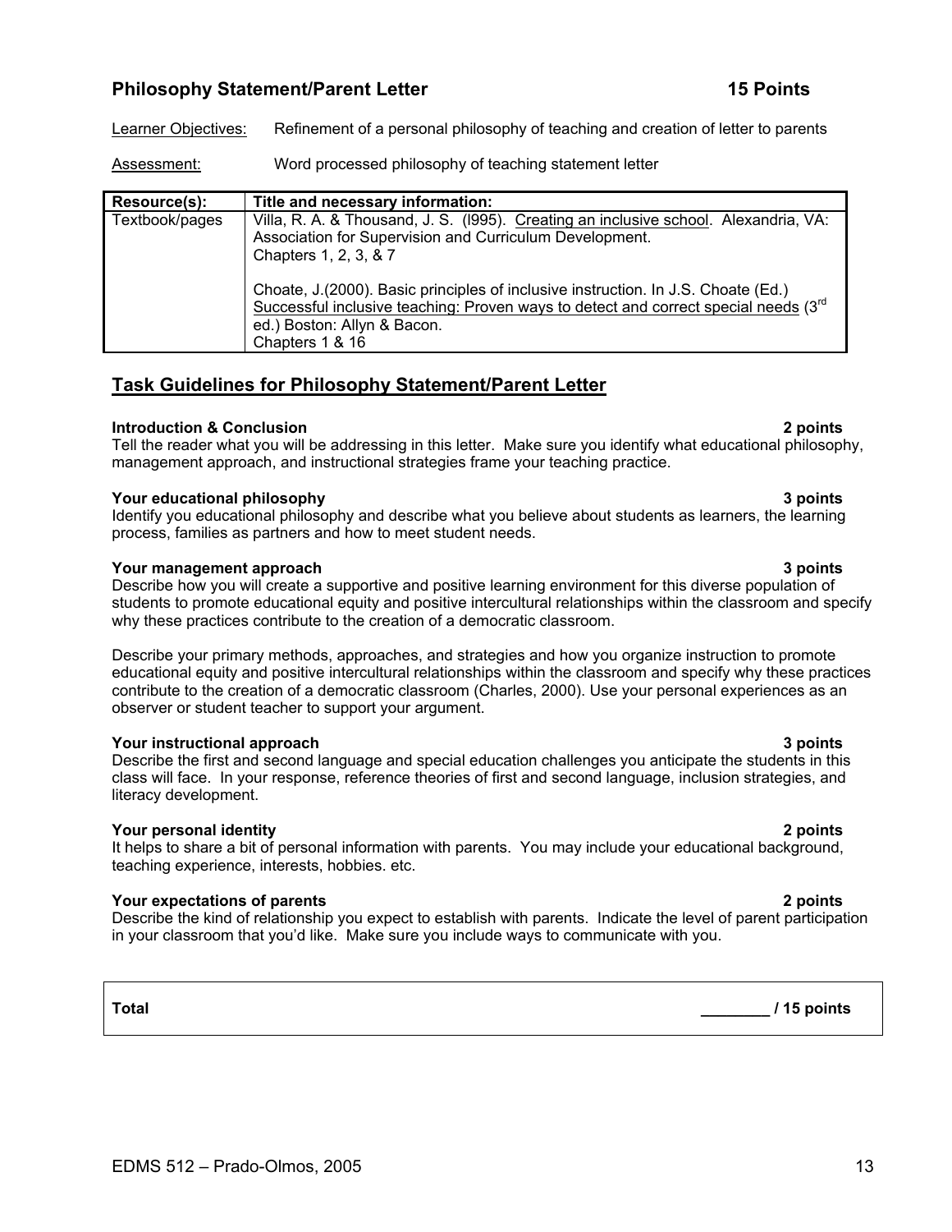## Philosophy Statement/Parent Letter 15 Points

Learner Objectives: Refinement of a personal philosophy of teaching and creation of letter to parents

Assessment: Word processed philosophy of teaching statement letter

| Resource(s): | Title and necessary information: |
|---|---|
| Textbook/pages | Villa, R. A. & Thousand, J. S. (l995). Creating an inclusive school. Alexandria, VA: Association for Supervision and Curriculum Development. Chapters 1, 2, 3, & 7<br><br>Choate, J.(2000). Basic principles of inclusive instruction. In J.S. Choate (Ed.) Successful inclusive teaching: Proven ways to detect and correct special needs (3rd ed.) Boston: Allyn & Bacon. Chapters 1 & 16 |

## Task Guidelines for Philosophy Statement/Parent Letter

**Introduction & Conclusion** **2 points**
Tell the reader what you will be addressing in this letter. Make sure you identify what educational philosophy, management approach, and instructional strategies frame your teaching practice.

**Your educational philosophy** **3 points**
Identify you educational philosophy and describe what you believe about students as learners, the learning process, families as partners and how to meet student needs.

**Your management approach** **3 points**
Describe how you will create a supportive and positive learning environment for this diverse population of students to promote educational equity and positive intercultural relationships within the classroom and specify why these practices contribute to the creation of a democratic classroom.

Describe your primary methods, approaches, and strategies and how you organize instruction to promote educational equity and positive intercultural relationships within the classroom and specify why these practices contribute to the creation of a democratic classroom (Charles, 2000). Use your personal experiences as an observer or student teacher to support your argument.

**Your instructional approach** **3 points**
Describe the first and second language and special education challenges you anticipate the students in this class will face. In your response, reference theories of first and second language, inclusion strategies, and literacy development.

**Your personal identity** **2 points**
It helps to share a bit of personal information with parents. You may include your educational background, teaching experience, interests, hobbies. etc.

**Your expectations of parents** **2 points**
Describe the kind of relationship you expect to establish with parents. Indicate the level of parent participation in your classroom that you'd like. Make sure you include ways to communicate with you.

| **Total** | **________ / 15 points** |
|---|---|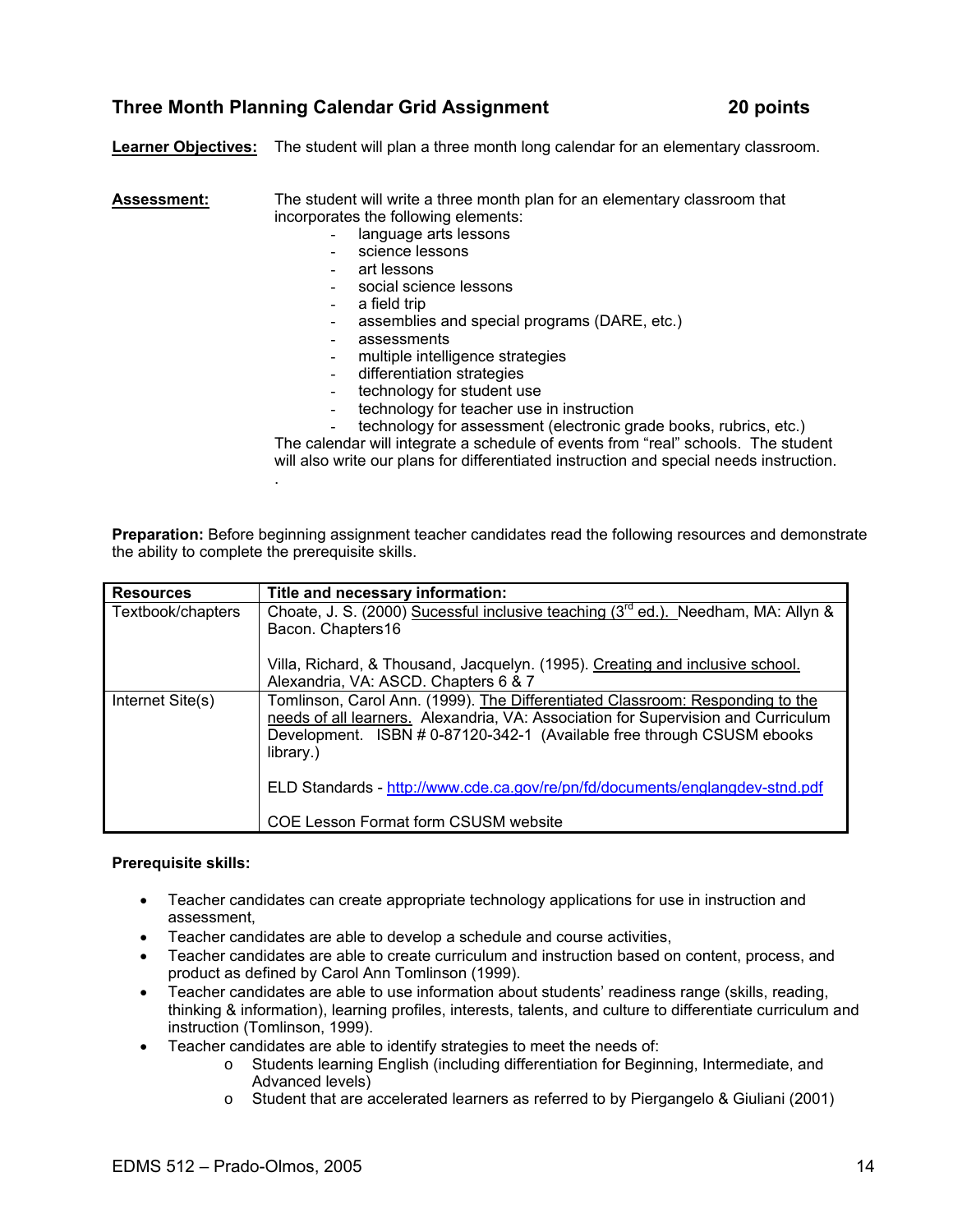## Three Month Planning Calendar Grid Assignment 20 points

**Learner Objectives:** The student will plan a three month long calendar for an elementary classroom.

**Assessment:** The student will write a three month plan for an elementary classroom that incorporates the following elements:

- language arts lessons
- science lessons
- art lessons
- social science lessons
- a field trip
- assemblies and special programs (DARE, etc.)
- assessments
- multiple intelligence strategies
- differentiation strategies
- technology for student use
- technology for teacher use in instruction
- technology for assessment (electronic grade books, rubrics, etc.)

The calendar will integrate a schedule of events from "real" schools. The student will also write our plans for differentiated instruction and special needs instruction.
.

**Preparation:** Before beginning assignment teacher candidates read the following resources and demonstrate the ability to complete the prerequisite skills.

| Resources | Title and necessary information: |
|---|---|
| Textbook/chapters | Choate, J. S. (2000) Sucessful inclusive teaching (3rd ed.). Needham, MA: Allyn & Bacon. Chapters16<br><br>Villa, Richard, & Thousand, Jacquelyn. (1995). Creating and inclusive school. Alexandria, VA: ASCD. Chapters 6 & 7 |
| Internet Site(s) | Tomlinson, Carol Ann. (1999). The Differentiated Classroom: Responding to the needs of all learners. Alexandria, VA: Association for Supervision and Curriculum Development. ISBN # 0-87120-342-1 (Available free through CSUSM ebooks library.)<br><br>ELD Standards - http://www.cde.ca.gov/re/pn/fd/documents/englangdev-stnd.pdf<br><br>COE Lesson Format form CSUSM website |

**Prerequisite skills:**

- Teacher candidates can create appropriate technology applications for use in instruction and assessment,
- Teacher candidates are able to develop a schedule and course activities,
- Teacher candidates are able to create curriculum and instruction based on content, process, and product as defined by Carol Ann Tomlinson (1999).
- Teacher candidates are able to use information about students' readiness range (skills, reading, thinking & information), learning profiles, interests, talents, and culture to differentiate curriculum and instruction (Tomlinson, 1999).
- Teacher candidates are able to identify strategies to meet the needs of:
  - Students learning English (including differentiation for Beginning, Intermediate, and Advanced levels)
  - Student that are accelerated learners as referred to by Piergangelo & Giuliani (2001)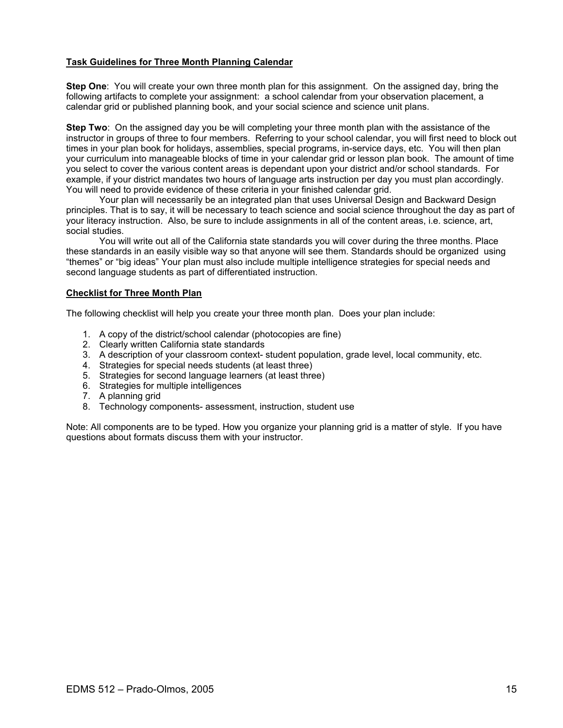**Task Guidelines for Three Month Planning Calendar**

**Step One**: You will create your own three month plan for this assignment. On the assigned day, bring the following artifacts to complete your assignment: a school calendar from your observation placement, a calendar grid or published planning book, and your social science and science unit plans.

**Step Two**: On the assigned day you be will completing your three month plan with the assistance of the instructor in groups of three to four members. Referring to your school calendar, you will first need to block out times in your plan book for holidays, assemblies, special programs, in-service days, etc. You will then plan your curriculum into manageable blocks of time in your calendar grid or lesson plan book. The amount of time you select to cover the various content areas is dependant upon your district and/or school standards. For example, if your district mandates two hours of language arts instruction per day you must plan accordingly. You will need to provide evidence of these criteria in your finished calendar grid.

Your plan will necessarily be an integrated plan that uses Universal Design and Backward Design principles. That is to say, it will be necessary to teach science and social science throughout the day as part of your literacy instruction. Also, be sure to include assignments in all of the content areas, i.e. science, art, social studies.

You will write out all of the California state standards you will cover during the three months. Place these standards in an easily visible way so that anyone will see them. Standards should be organized using "themes" or "big ideas" Your plan must also include multiple intelligence strategies for special needs and second language students as part of differentiated instruction.

**Checklist for Three Month Plan**

The following checklist will help you create your three month plan. Does your plan include:

1. A copy of the district/school calendar (photocopies are fine)
2. Clearly written California state standards
3. A description of your classroom context- student population, grade level, local community, etc.
4. Strategies for special needs students (at least three)
5. Strategies for second language learners (at least three)
6. Strategies for multiple intelligences
7. A planning grid
8. Technology components- assessment, instruction, student use

Note: All components are to be typed. How you organize your planning grid is a matter of style. If you have questions about formats discuss them with your instructor.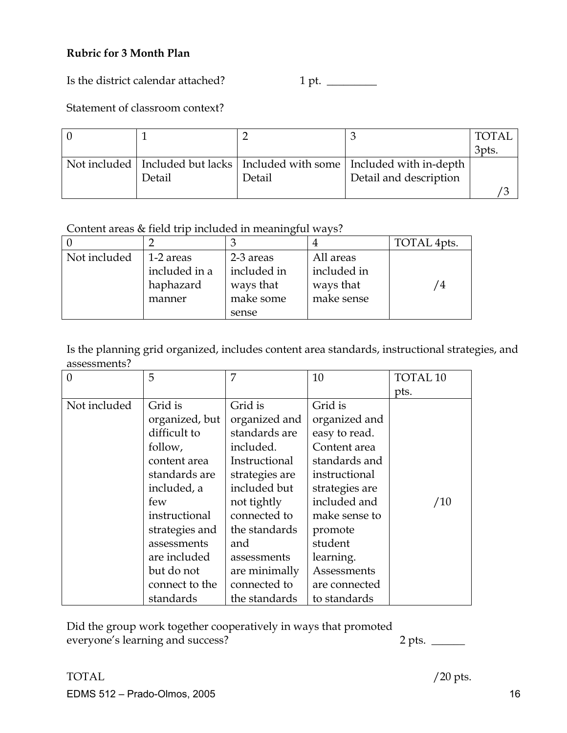**Rubric for 3 Month Plan**

Is the district calendar attached? 1 pt. _________

Statement of classroom context?

| 0 | 1 | 2 | 3 | TOTAL 3pts. |
|---|---|---|---|---|
| Not included | Included but lacks Detail | Included with some Detail | Included with in-depth Detail and description | /3 |

Content areas & field trip included in meaningful ways?

| 0 | 2 | 3 | 4 | TOTAL 4pts. |
|---|---|---|---|---|
| Not included | 1-2 areas included in a haphazard manner | 2-3 areas included in ways that make some sense | All areas included in ways that make sense | /4 |

Is the planning grid organized, includes content area standards, instructional strategies, and assessments?

| 0 | 5 | 7 | 10 | TOTAL 10 pts. |
|---|---|---|---|---|
| Not included | Grid is organized, but difficult to follow, content area standards are included, a few instructional strategies and assessments are included but do not connect to the standards | Grid is organized and standards are included. Instructional strategies are included but not tightly connected to the standards and assessments are minimally connected to the standards | Grid is organized and easy to read. Content area standards and instructional strategies are included and make sense to promote student learning. Assessments are connected to standards | /10 |

Did the group work together cooperatively in ways that promoted everyone's learning and success? 2 pts. ______

TOTAL /20 pts.

EDMS 512 – Prado-Olmos, 2005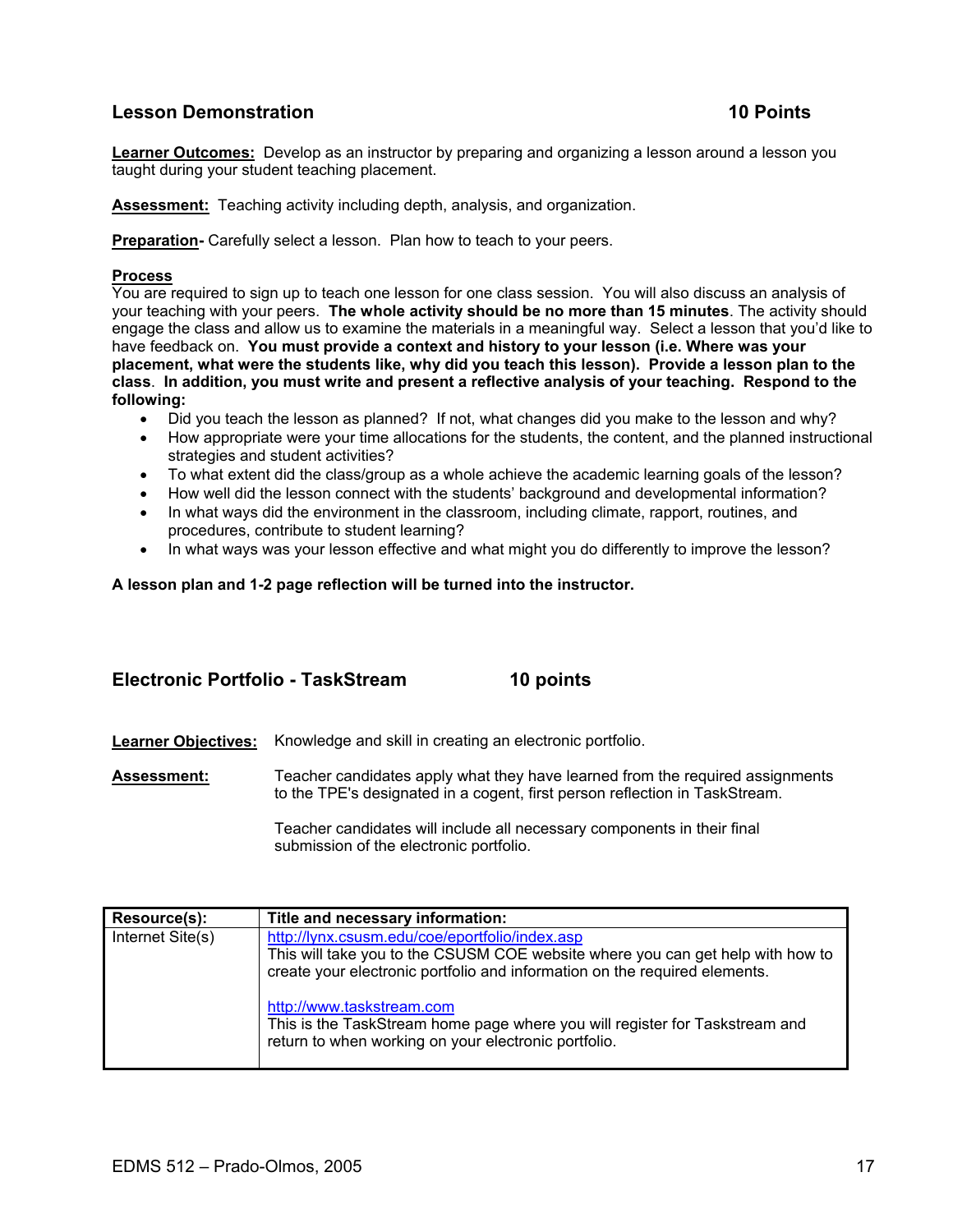## Lesson Demonstration 10 Points

**Learner Outcomes:** Develop as an instructor by preparing and organizing a lesson around a lesson you taught during your student teaching placement.

**Assessment:** Teaching activity including depth, analysis, and organization.

**Preparation-** Carefully select a lesson. Plan how to teach to your peers.

**Process**

You are required to sign up to teach one lesson for one class session. You will also discuss an analysis of your teaching with your peers. **The whole activity should be no more than 15 minutes**. The activity should engage the class and allow us to examine the materials in a meaningful way. Select a lesson that you'd like to have feedback on. **You must provide a context and history to your lesson (i.e. Where was your placement, what were the students like, why did you teach this lesson). Provide a lesson plan to the class**. **In addition, you must write and present a reflective analysis of your teaching. Respond to the following:**

- Did you teach the lesson as planned? If not, what changes did you make to the lesson and why?
- How appropriate were your time allocations for the students, the content, and the planned instructional strategies and student activities?
- To what extent did the class/group as a whole achieve the academic learning goals of the lesson?
- How well did the lesson connect with the students' background and developmental information?
- In what ways did the environment in the classroom, including climate, rapport, routines, and procedures, contribute to student learning?
- In what ways was your lesson effective and what might you do differently to improve the lesson?

**A lesson plan and 1-2 page reflection will be turned into the instructor.**

## Electronic Portfolio - TaskStream 10 points

**Learner Objectives:** Knowledge and skill in creating an electronic portfolio.

**Assessment:** Teacher candidates apply what they have learned from the required assignments to the TPE's designated in a cogent, first person reflection in TaskStream.

Teacher candidates will include all necessary components in their final submission of the electronic portfolio.

| Resource(s): | Title and necessary information: |
|---|---|
| Internet Site(s) | http://lynx.csusm.edu/coe/eportfolio/index.asp<br>This will take you to the CSUSM COE website where you can get help with how to create your electronic portfolio and information on the required elements.<br><br>http://www.taskstream.com<br>This is the TaskStream home page where you will register for Taskstream and return to when working on your electronic portfolio. |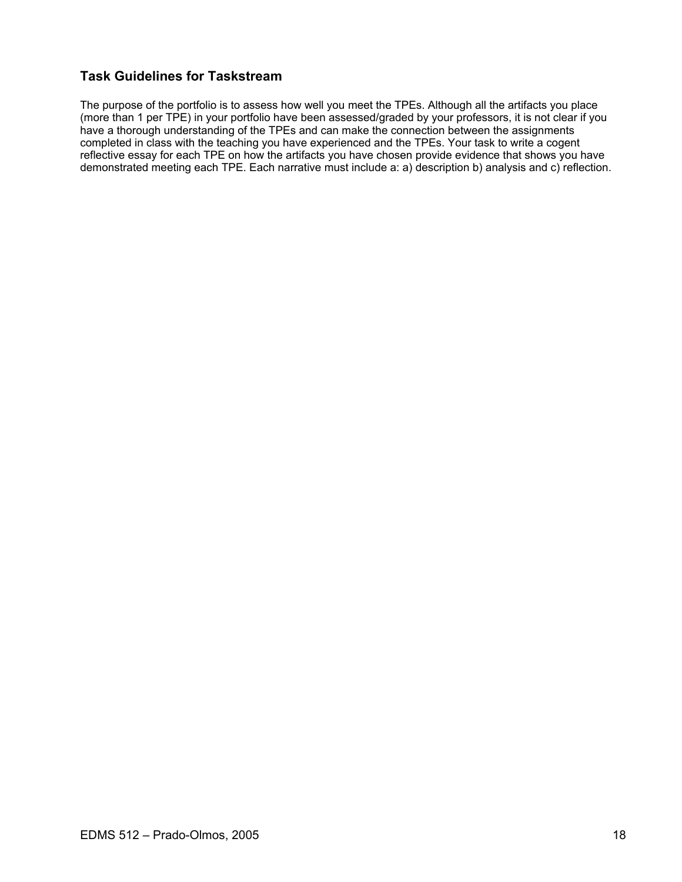### Task Guidelines for Taskstream

The purpose of the portfolio is to assess how well you meet the TPEs. Although all the artifacts you place (more than 1 per TPE) in your portfolio have been assessed/graded by your professors, it is not clear if you have a thorough understanding of the TPEs and can make the connection between the assignments completed in class with the teaching you have experienced and the TPEs. Your task to write a cogent reflective essay for each TPE on how the artifacts you have chosen provide evidence that shows you have demonstrated meeting each TPE. Each narrative must include a: a) description b) analysis and c) reflection.